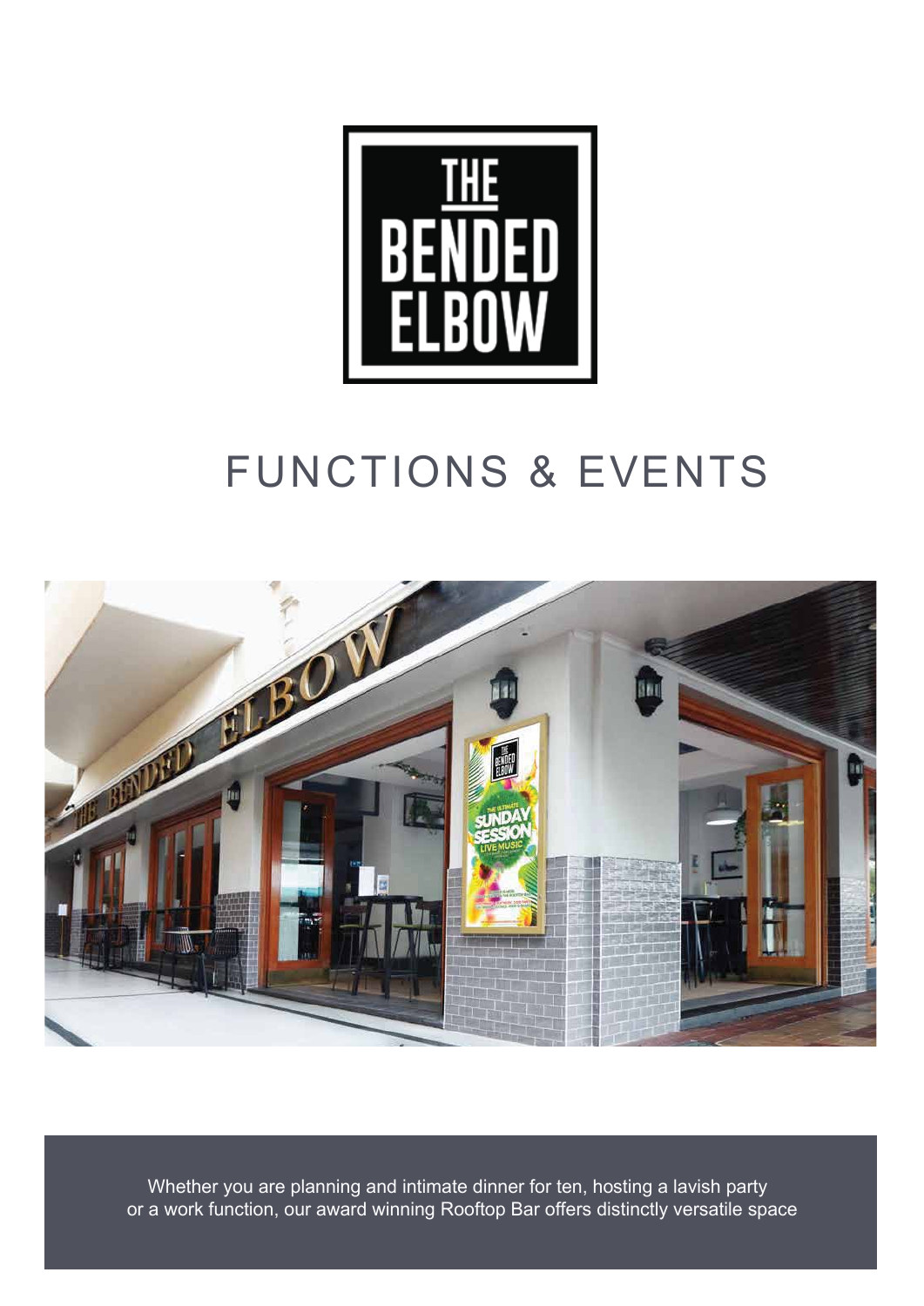# THE BENDED ELBOW

## FUNCTIONS & EVENTS

Whether you are planning and intimate dinner for ten, hosting a lavish party or a work function, our award winning Rooftop Bar offers distinctly versatile space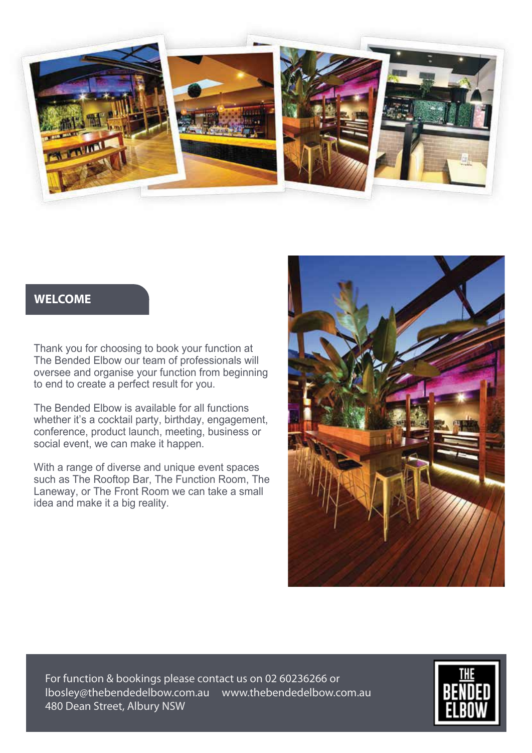## WELCOME

Thank you for choosing to book your function at The Bended Elbow our team of professionals will oversee and organise your function from beginning to end to create a perfect result for you.

The Bended Elbow is available for all functions whether it's a cocktail party, birthday, engagement, conference, product launch, meeting, business or social event, we can make it happen.

With a range of diverse and unique event spaces such as The Rooftop Bar, The Function Room, The Laneway, or The Front Room we can take a small idea and make it a big reality.

For function & bookings please contact us on 02 60236266 or lbosley@thebendedelbow.com.au www.thebendedelbow.com.au
480 Dean Street, Albury NSW

THE BENDED ELBOW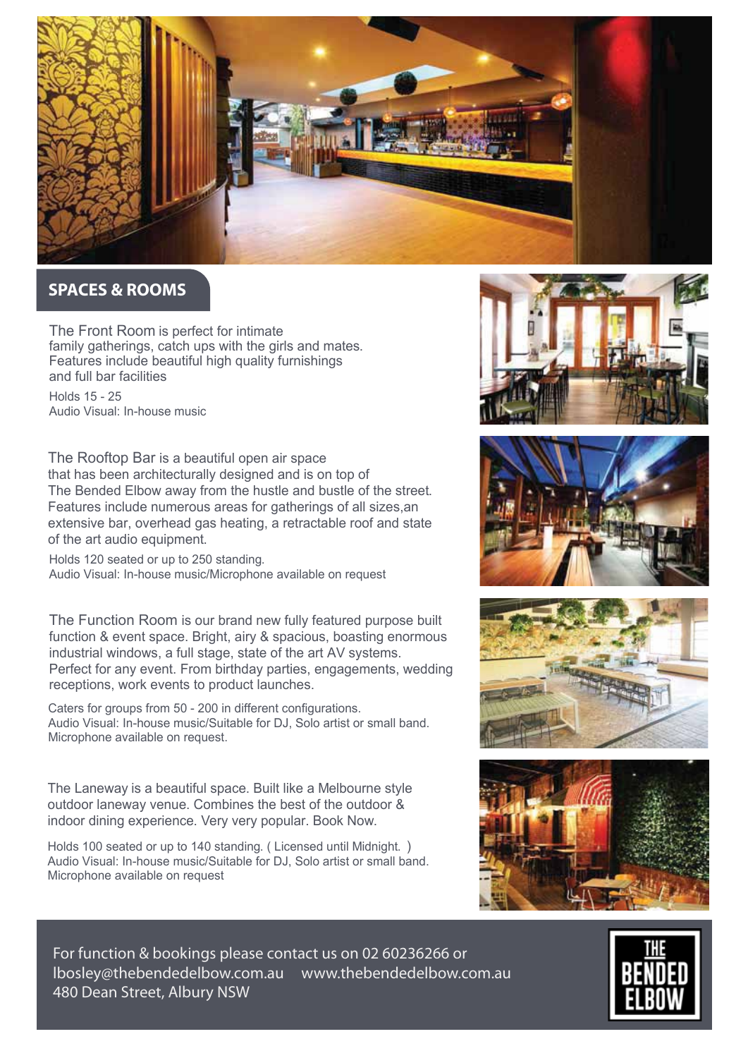## SPACES & ROOMS

The Front Room is perfect for intimate family gatherings, catch ups with the girls and mates. Features include beautiful high quality furnishings and full bar facilities

Holds 15 - 25
Audio Visual: In-house music

The Rooftop Bar is a beautiful open air space that has been architecturally designed and is on top of The Bended Elbow away from the hustle and bustle of the street. Features include numerous areas for gatherings of all sizes,an extensive bar, overhead gas heating, a retractable roof and state of the art audio equipment.

Holds 120 seated or up to 250 standing.
Audio Visual: In-house music/Microphone available on request

The Function Room is our brand new fully featured purpose built function & event space. Bright, airy & spacious, boasting enormous industrial windows, a full stage, state of the art AV systems. Perfect for any event. From birthday parties, engagements, wedding receptions, work events to product launches.

Caters for groups from 50 - 200 in different configurations.
Audio Visual: In-house music/Suitable for DJ, Solo artist or small band. Microphone available on request.

The Laneway is a beautiful space. Built like a Melbourne style outdoor laneway venue. Combines the best of the outdoor & indoor dining experience. Very very popular. Book Now.

Holds 100 seated or up to 140 standing. ( Licensed until Midnight. )
Audio Visual: In-house music/Suitable for DJ, Solo artist or small band. Microphone available on request

For function & bookings please contact us on 02 60236266 or lbosley@thebendedelbow.com.au www.thebendedelbow.com.au
480 Dean Street, Albury NSW

THE BENDED ELBOW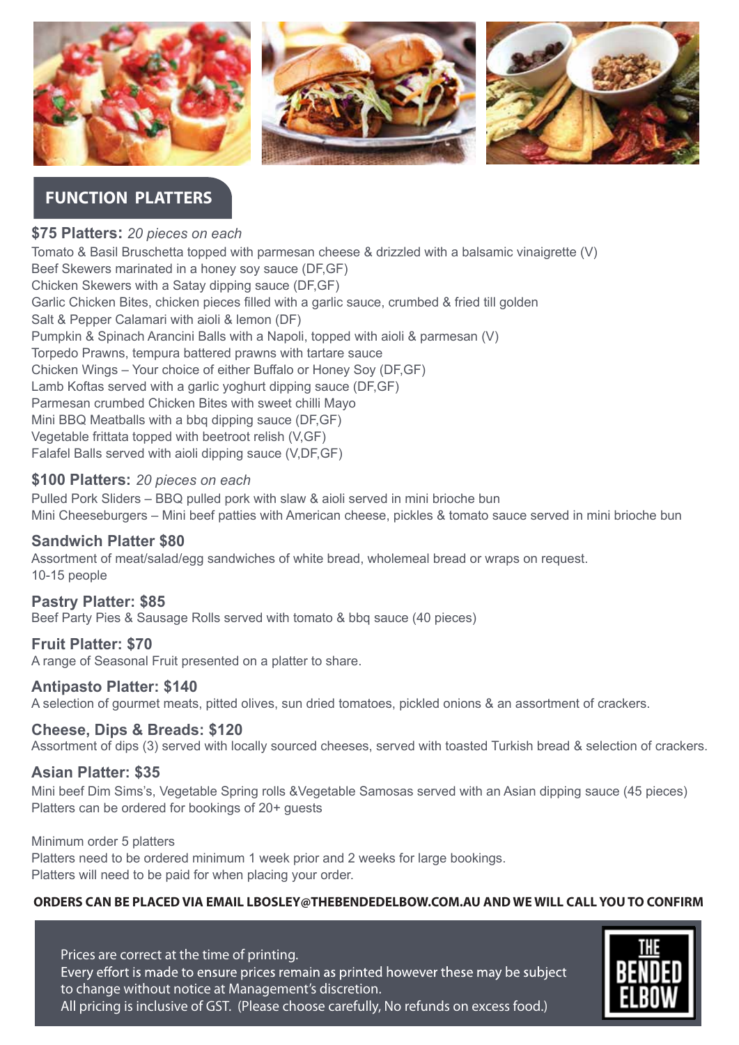## FUNCTION PLATTERS

### $75 Platters: *20 pieces on each*

Tomato & Basil Bruschetta topped with parmesan cheese & drizzled with a balsamic vinaigrette (V)
Beef Skewers marinated in a honey soy sauce (DF,GF)
Chicken Skewers with a Satay dipping sauce (DF,GF)
Garlic Chicken Bites, chicken pieces filled with a garlic sauce, crumbed & fried till golden
Salt & Pepper Calamari with aioli & lemon (DF)
Pumpkin & Spinach Arancini Balls with a Napoli, topped with aioli & parmesan (V)
Torpedo Prawns, tempura battered prawns with tartare sauce
Chicken Wings – Your choice of either Buffalo or Honey Soy (DF,GF)
Lamb Koftas served with a garlic yoghurt dipping sauce (DF,GF)
Parmesan crumbed Chicken Bites with sweet chilli Mayo
Mini BBQ Meatballs with a bbq dipping sauce (DF,GF)
Vegetable frittata topped with beetroot relish (V,GF)
Falafel Balls served with aioli dipping sauce (V,DF,GF)

### $100 Platters: *20 pieces on each*

Pulled Pork Sliders – BBQ pulled pork with slaw & aioli served in mini brioche bun
Mini Cheeseburgers – Mini beef patties with American cheese, pickles & tomato sauce served in mini brioche bun

### Sandwich Platter $80

Assortment of meat/salad/egg sandwiches of white bread, wholemeal bread or wraps on request.
10-15 people

### Pastry Platter: $85

Beef Party Pies & Sausage Rolls served with tomato & bbq sauce (40 pieces)

### Fruit Platter: $70

A range of Seasonal Fruit presented on a platter to share.

### Antipasto Platter: $140

A selection of gourmet meats, pitted olives, sun dried tomatoes, pickled onions & an assortment of crackers.

### Cheese, Dips & Breads: $120

Assortment of dips (3) served with locally sourced cheeses, served with toasted Turkish bread & selection of crackers.

### Asian Platter: $35

Mini beef Dim Sims's, Vegetable Spring rolls &Vegetable Samosas served with an Asian dipping sauce (45 pieces)
Platters can be ordered for bookings of 20+ guests

Minimum order 5 platters
Platters need to be ordered minimum 1 week prior and 2 weeks for large bookings.
Platters will need to be paid for when placing your order.

**ORDERS CAN BE PLACED VIA EMAIL LBOSLEY@THEBENDEDELBOW.COM.AU AND WE WILL CALL YOU TO CONFIRM**

Prices are correct at the time of printing.
Every effort is made to ensure prices remain as printed however these may be subject to change without notice at Management's discretion.
All pricing is inclusive of GST. (Please choose carefully, No refunds on excess food.)

THE BENDED ELBOW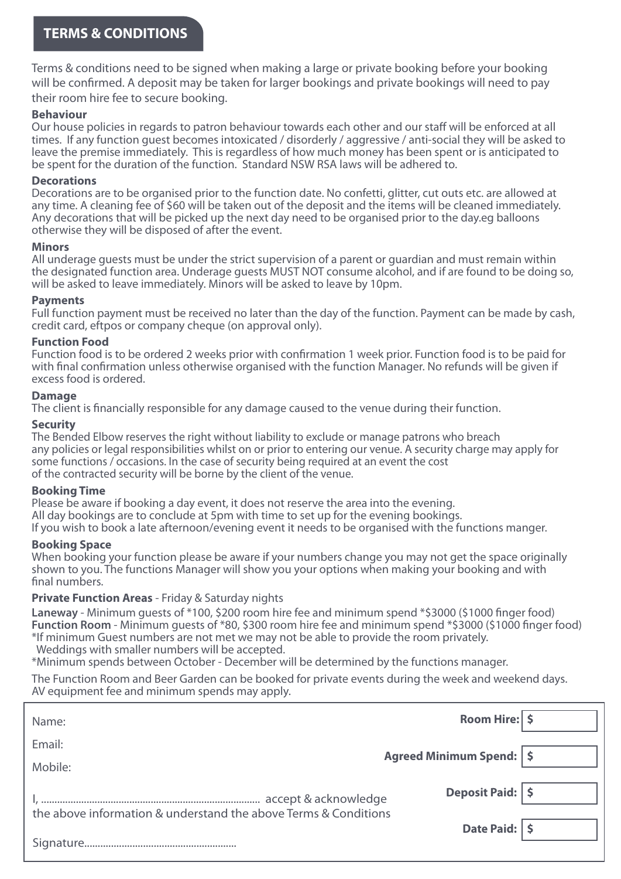## TERMS & CONDITIONS

Terms & conditions need to be signed when making a large or private booking before your booking will be confirmed. A deposit may be taken for larger bookings and private bookings will need to pay their room hire fee to secure booking.

**Behaviour**
Our house policies in regards to patron behaviour towards each other and our staff will be enforced at all times. If any function guest becomes intoxicated / disorderly / aggressive / anti-social they will be asked to leave the premise immediately. This is regardless of how much money has been spent or is anticipated to be spent for the duration of the function. Standard NSW RSA laws will be adhered to.

**Decorations**
Decorations are to be organised prior to the function date. No confetti, glitter, cut outs etc. are allowed at any time. A cleaning fee of $60 will be taken out of the deposit and the items will be cleaned immediately. Any decorations that will be picked up the next day need to be organised prior to the day.eg balloons otherwise they will be disposed of after the event.

**Minors**
All underage guests must be under the strict supervision of a parent or guardian and must remain within the designated function area. Underage guests MUST NOT consume alcohol, and if are found to be doing so, will be asked to leave immediately. Minors will be asked to leave by 10pm.

**Payments**
Full function payment must be received no later than the day of the function. Payment can be made by cash, credit card, eftpos or company cheque (on approval only).

**Function Food**
Function food is to be ordered 2 weeks prior with confirmation 1 week prior. Function food is to be paid for with final confirmation unless otherwise organised with the function Manager. No refunds will be given if excess food is ordered.

**Damage**
The client is financially responsible for any damage caused to the venue during their function.

**Security**
The Bended Elbow reserves the right without liability to exclude or manage patrons who breach any policies or legal responsibilities whilst on or prior to entering our venue. A security charge may apply for some functions / occasions. In the case of security being required at an event the cost of the contracted security will be borne by the client of the venue.

**Booking Time**
Please be aware if booking a day event, it does not reserve the area into the evening.
All day bookings are to conclude at 5pm with time to set up for the evening bookings.
If you wish to book a late afternoon/evening event it needs to be organised with the functions manger.

**Booking Space**
When booking your function please be aware if your numbers change you may not get the space originally shown to you. The functions Manager will show you your options when making your booking and with final numbers.

**Private Function Areas** - Friday & Saturday nights

**Laneway** - Minimum guests of *100, $200 room hire fee and minimum spend *$3000 ($1000 finger food)
**Function Room** - Minimum guests of *80, $300 room hire fee and minimum spend *$3000 ($1000 finger food)
*If minimum Guest numbers are not met we may not be able to provide the room privately.
Weddings with smaller numbers will be accepted.
*Minimum spends between October - December will be determined by the functions manager.

The Function Room and Beer Garden can be booked for private events during the week and weekend days. AV equipment fee and minimum spends may apply.

Name:

Email:

Mobile:

I, ................................................................................ accept & acknowledge the above information & understand the above Terms & Conditions

Signature........................................................

**Room Hire:** $

**Agreed Minimum Spend:** $

**Deposit Paid:** $

**Date Paid:** $